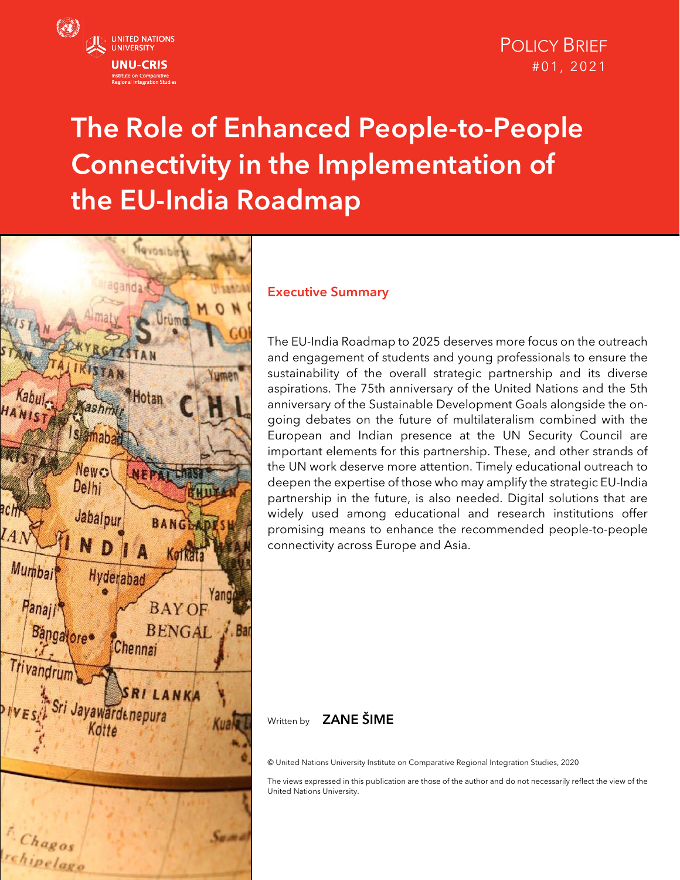UNITED NATIONS UNIVERSITY

UNU-CRIS

Institute on Comparative Regional Integration Studies

POLICY BRIEF
#01, 2021

# The Role of Enhanced People-to-People Connectivity in the Implementation of the EU-India Roadmap

## Executive Summary

The EU-India Roadmap to 2025 deserves more focus on the outreach and engagement of students and young professionals to ensure the sustainability of the overall strategic partnership and its diverse aspirations. The 75th anniversary of the United Nations and the 5th anniversary of the Sustainable Development Goals alongside the on-going debates on the future of multilateralism combined with the European and Indian presence at the UN Security Council are important elements for this partnership. These, and other strands of the UN work deserve more attention. Timely educational outreach to deepen the expertise of those who may amplify the strategic EU-India partnership in the future, is also needed. Digital solutions that are widely used among educational and research institutions offer promising means to enhance the recommended people-to-people connectivity across Europe and Asia.

Written by **ZANE ŠIME**

© United Nations University Institute on Comparative Regional Integration Studies, 2020

The views expressed in this publication are those of the author and do not necessarily reflect the view of the United Nations University.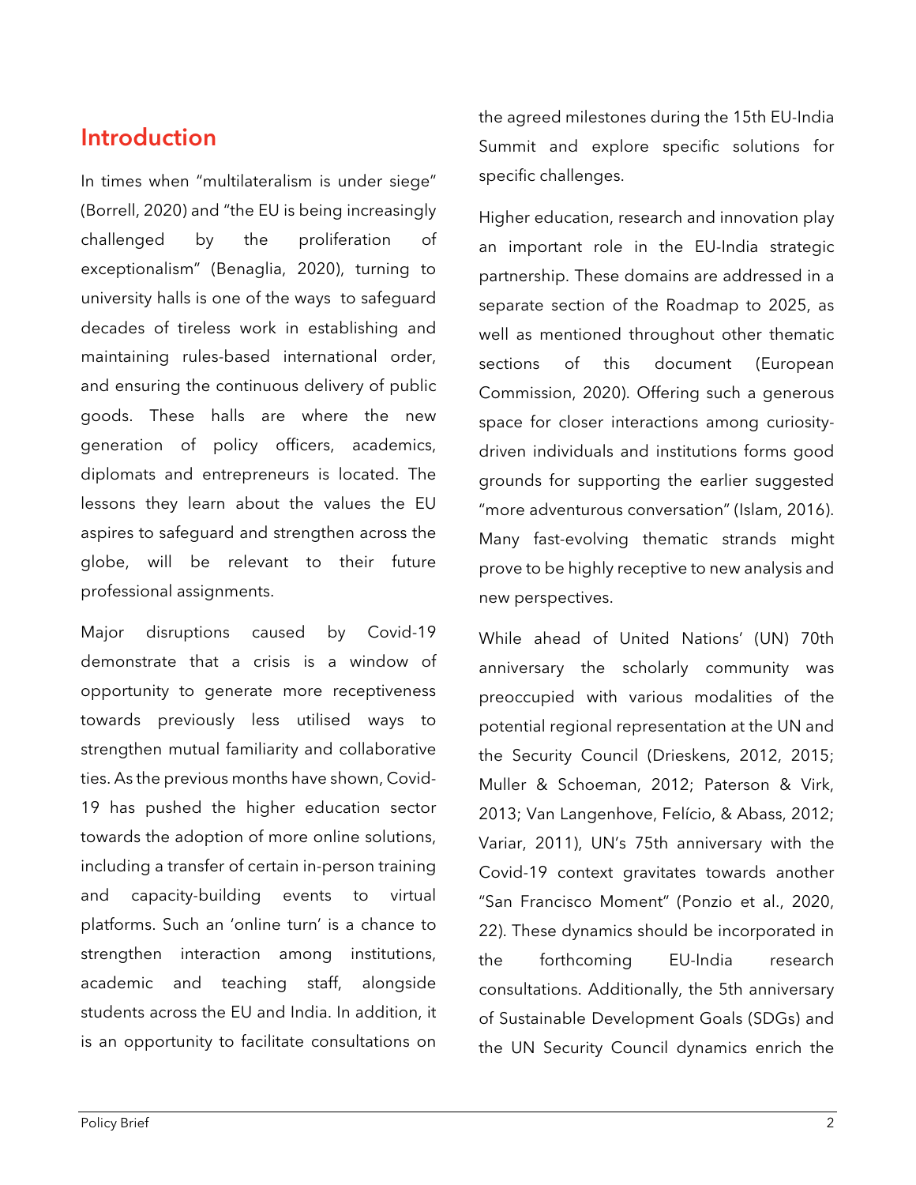## Introduction

In times when "multilateralism is under siege" (Borrell, 2020) and "the EU is being increasingly challenged by the proliferation of exceptionalism" (Benaglia, 2020), turning to university halls is one of the ways to safeguard decades of tireless work in establishing and maintaining rules-based international order, and ensuring the continuous delivery of public goods. These halls are where the new generation of policy officers, academics, diplomats and entrepreneurs is located. The lessons they learn about the values the EU aspires to safeguard and strengthen across the globe, will be relevant to their future professional assignments.

Major disruptions caused by Covid-19 demonstrate that a crisis is a window of opportunity to generate more receptiveness towards previously less utilised ways to strengthen mutual familiarity and collaborative ties. As the previous months have shown, Covid-19 has pushed the higher education sector towards the adoption of more online solutions, including a transfer of certain in-person training and capacity-building events to virtual platforms. Such an 'online turn' is a chance to strengthen interaction among institutions, academic and teaching staff, alongside students across the EU and India. In addition, it is an opportunity to facilitate consultations on the agreed milestones during the 15th EU-India Summit and explore specific solutions for specific challenges.

Higher education, research and innovation play an important role in the EU-India strategic partnership. These domains are addressed in a separate section of the Roadmap to 2025, as well as mentioned throughout other thematic sections of this document (European Commission, 2020). Offering such a generous space for closer interactions among curiosity-driven individuals and institutions forms good grounds for supporting the earlier suggested "more adventurous conversation" (Islam, 2016). Many fast-evolving thematic strands might prove to be highly receptive to new analysis and new perspectives.

While ahead of United Nations' (UN) 70th anniversary the scholarly community was preoccupied with various modalities of the potential regional representation at the UN and the Security Council (Drieskens, 2012, 2015; Muller & Schoeman, 2012; Paterson & Virk, 2013; Van Langenhove, Felício, & Abass, 2012; Variar, 2011), UN's 75th anniversary with the Covid-19 context gravitates towards another "San Francisco Moment" (Ponzio et al., 2020, 22). These dynamics should be incorporated in the forthcoming EU-India research consultations. Additionally, the 5th anniversary of Sustainable Development Goals (SDGs) and the UN Security Council dynamics enrich the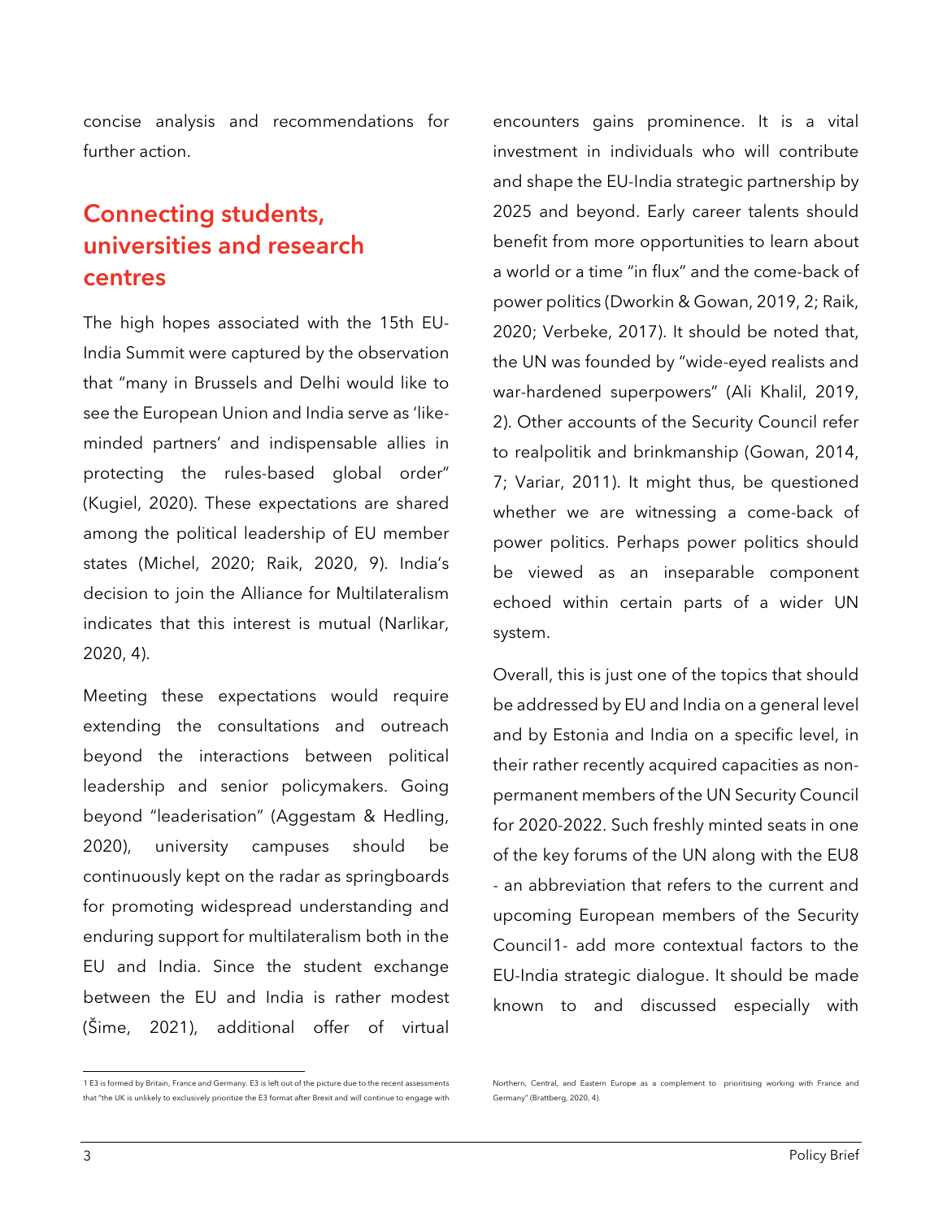concise analysis and recommendations for further action.

## Connecting students, universities and research centres

The high hopes associated with the 15th EU-India Summit were captured by the observation that "many in Brussels and Delhi would like to see the European Union and India serve as 'like-minded partners' and indispensable allies in protecting the rules-based global order" (Kugiel, 2020). These expectations are shared among the political leadership of EU member states (Michel, 2020; Raik, 2020, 9). India's decision to join the Alliance for Multilateralism indicates that this interest is mutual (Narlikar, 2020, 4).

Meeting these expectations would require extending the consultations and outreach beyond the interactions between political leadership and senior policymakers. Going beyond "leaderisation" (Aggestam & Hedling, 2020), university campuses should be continuously kept on the radar as springboards for promoting widespread understanding and enduring support for multilateralism both in the EU and India. Since the student exchange between the EU and India is rather modest (Šime, 2021), additional offer of virtual encounters gains prominence. It is a vital investment in individuals who will contribute and shape the EU-India strategic partnership by 2025 and beyond. Early career talents should benefit from more opportunities to learn about a world or a time "in flux" and the come-back of power politics (Dworkin & Gowan, 2019, 2; Raik, 2020; Verbeke, 2017). It should be noted that, the UN was founded by "wide-eyed realists and war-hardened superpowers" (Ali Khalil, 2019, 2). Other accounts of the Security Council refer to realpolitik and brinkmanship (Gowan, 2014, 7; Variar, 2011). It might thus, be questioned whether we are witnessing a come-back of power politics. Perhaps power politics should be viewed as an inseparable component echoed within certain parts of a wider UN system.

Overall, this is just one of the topics that should be addressed by EU and India on a general level and by Estonia and India on a specific level, in their rather recently acquired capacities as non-permanent members of the UN Security Council for 2020-2022. Such freshly minted seats in one of the key forums of the UN along with the EU8 - an abbreviation that refers to the current and upcoming European members of the Security Council[1] - add more contextual factors to the EU-India strategic dialogue. It should be made known to and discussed especially with

---

[1] E3 is formed by Britain, France and Germany. E3 is left out of the picture due to the recent assessments that "the UK is unlikely to exclusively prioritize the E3 format after Brexit and will continue to engage with Northern, Central, and Eastern Europe as a complement to prioritising working with France and Germany" (Brattberg, 2020, 4).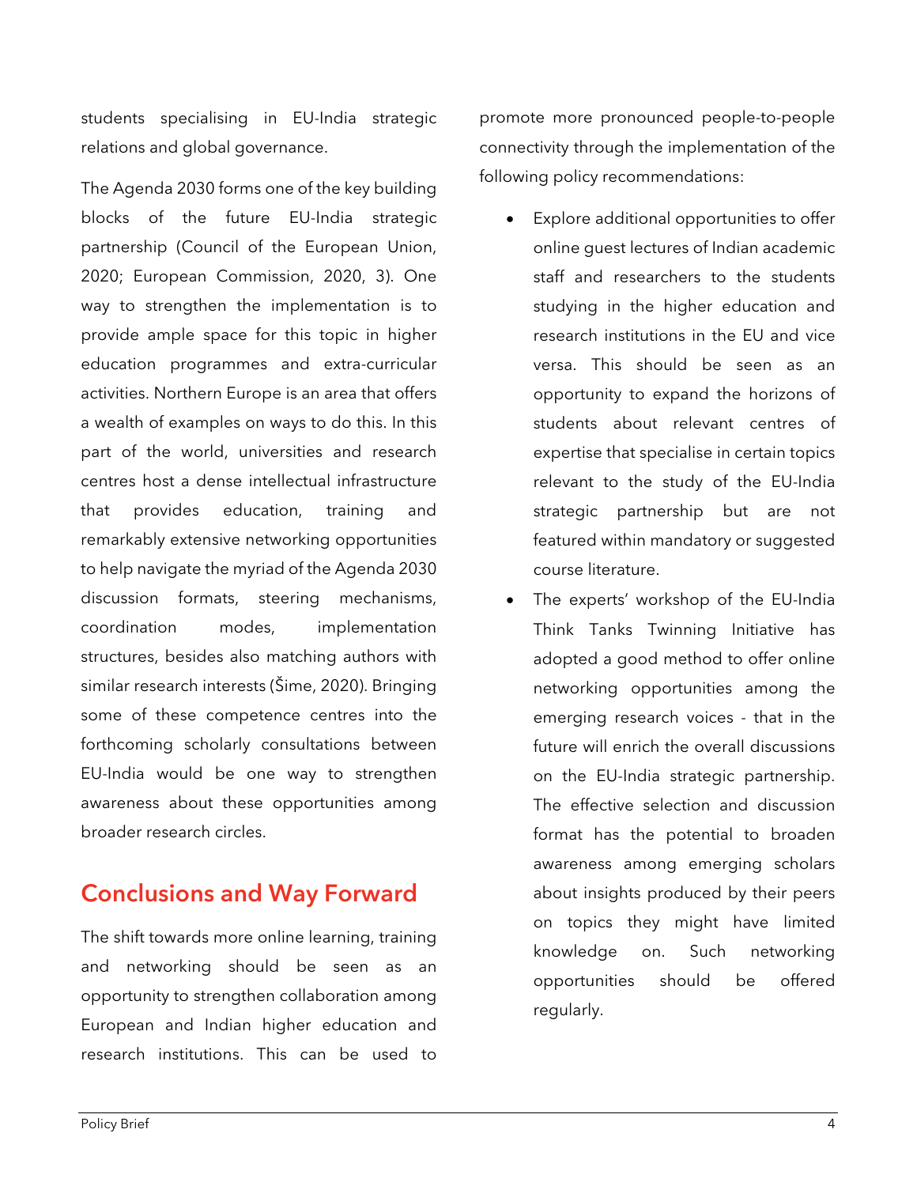students specialising in EU-India strategic relations and global governance.

The Agenda 2030 forms one of the key building blocks of the future EU-India strategic partnership (Council of the European Union, 2020; European Commission, 2020, 3). One way to strengthen the implementation is to provide ample space for this topic in higher education programmes and extra-curricular activities. Northern Europe is an area that offers a wealth of examples on ways to do this. In this part of the world, universities and research centres host a dense intellectual infrastructure that provides education, training and remarkably extensive networking opportunities to help navigate the myriad of the Agenda 2030 discussion formats, steering mechanisms, coordination modes, implementation structures, besides also matching authors with similar research interests (Šime, 2020). Bringing some of these competence centres into the forthcoming scholarly consultations between EU-India would be one way to strengthen awareness about these opportunities among broader research circles.

## Conclusions and Way Forward

The shift towards more online learning, training and networking should be seen as an opportunity to strengthen collaboration among European and Indian higher education and research institutions. This can be used to promote more pronounced people-to-people connectivity through the implementation of the following policy recommendations:

- Explore additional opportunities to offer online guest lectures of Indian academic staff and researchers to the students studying in the higher education and research institutions in the EU and vice versa. This should be seen as an opportunity to expand the horizons of students about relevant centres of expertise that specialise in certain topics relevant to the study of the EU-India strategic partnership but are not featured within mandatory or suggested course literature.
- The experts' workshop of the EU-India Think Tanks Twinning Initiative has adopted a good method to offer online networking opportunities among the emerging research voices - that in the future will enrich the overall discussions on the EU-India strategic partnership. The effective selection and discussion format has the potential to broaden awareness among emerging scholars about insights produced by their peers on topics they might have limited knowledge on. Such networking opportunities should be offered regularly.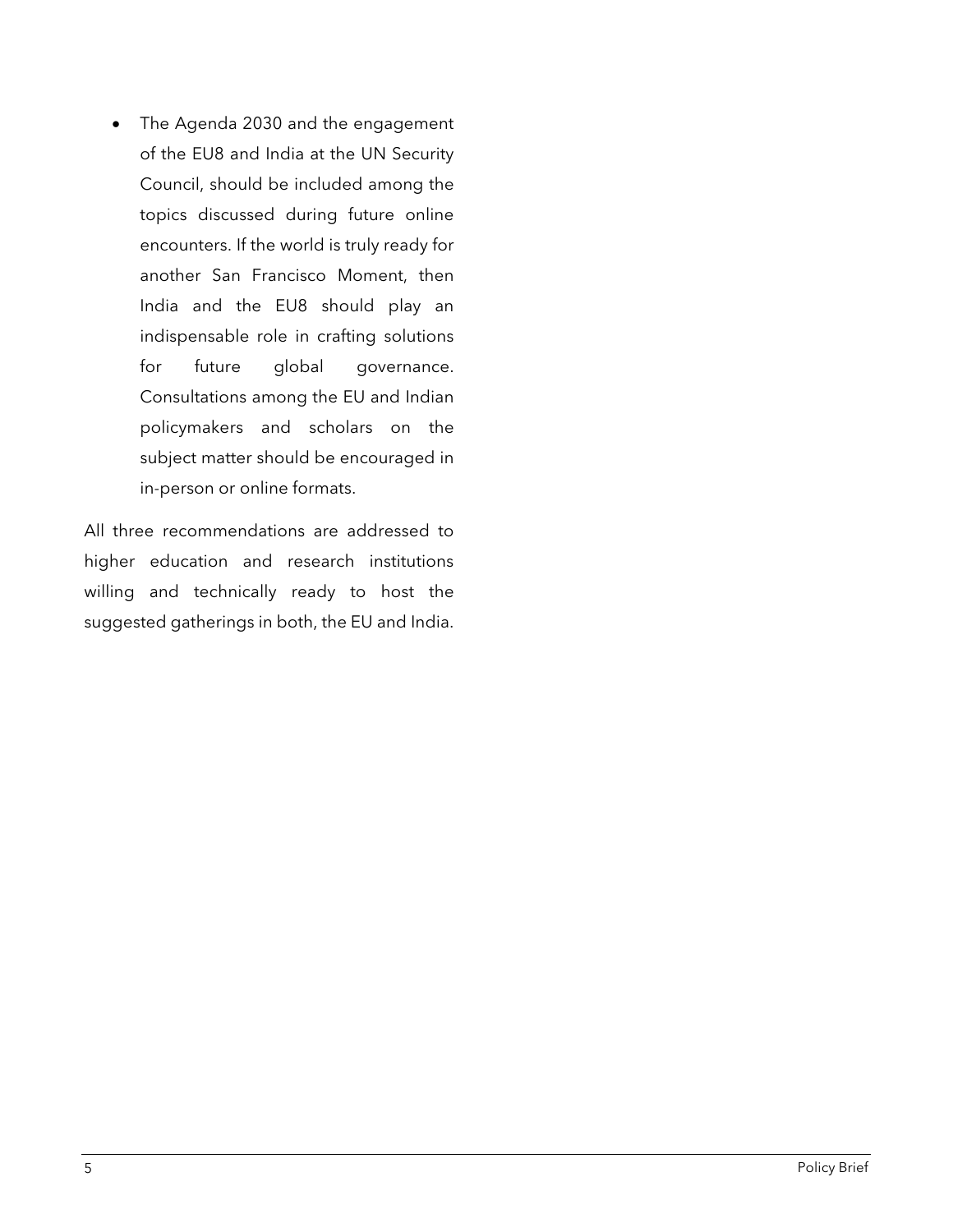- The Agenda 2030 and the engagement of the EU8 and India at the UN Security Council, should be included among the topics discussed during future online encounters. If the world is truly ready for another San Francisco Moment, then India and the EU8 should play an indispensable role in crafting solutions for future global governance. Consultations among the EU and Indian policymakers and scholars on the subject matter should be encouraged in in-person or online formats.

All three recommendations are addressed to higher education and research institutions willing and technically ready to host the suggested gatherings in both, the EU and India.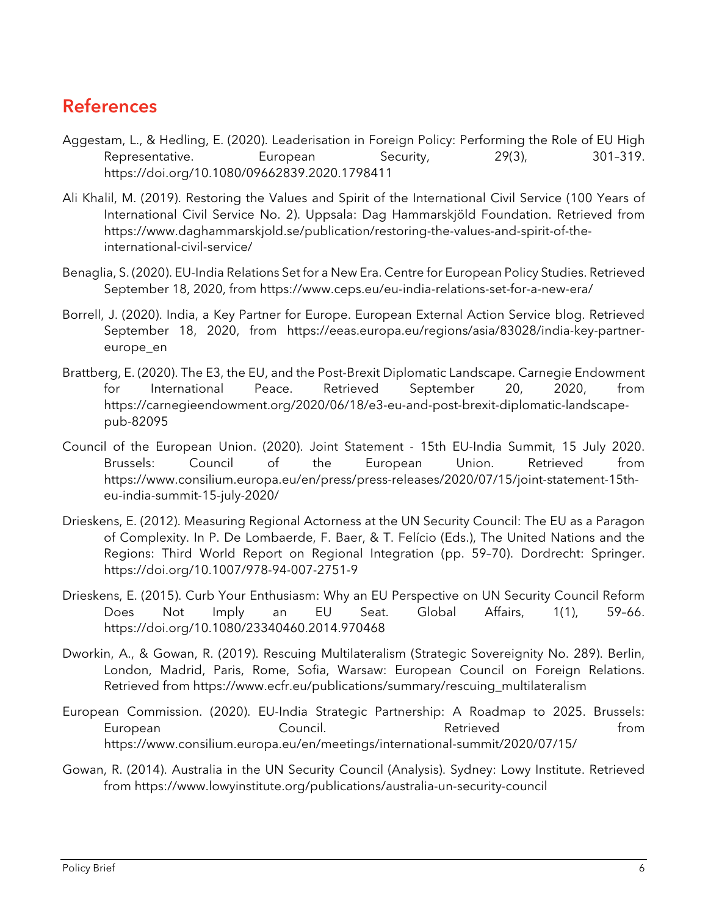## References

Aggestam, L., & Hedling, E. (2020). Leaderisation in Foreign Policy: Performing the Role of EU High Representative. European Security, 29(3), 301–319. https://doi.org/10.1080/09662839.2020.1798411

Ali Khalil, M. (2019). Restoring the Values and Spirit of the International Civil Service (100 Years of International Civil Service No. 2). Uppsala: Dag Hammarskjöld Foundation. Retrieved from https://www.daghammarskjold.se/publication/restoring-the-values-and-spirit-of-the-international-civil-service/

Benaglia, S. (2020). EU-India Relations Set for a New Era. Centre for European Policy Studies. Retrieved September 18, 2020, from https://www.ceps.eu/eu-india-relations-set-for-a-new-era/

Borrell, J. (2020). India, a Key Partner for Europe. European External Action Service blog. Retrieved September 18, 2020, from https://eeas.europa.eu/regions/asia/83028/india-key-partner-europe_en

Brattberg, E. (2020). The E3, the EU, and the Post-Brexit Diplomatic Landscape. Carnegie Endowment for International Peace. Retrieved September 20, 2020, from https://carnegieendowment.org/2020/06/18/e3-eu-and-post-brexit-diplomatic-landscape-pub-82095

Council of the European Union. (2020). Joint Statement - 15th EU-India Summit, 15 July 2020. Brussels: Council of the European Union. Retrieved from https://www.consilium.europa.eu/en/press/press-releases/2020/07/15/joint-statement-15th-eu-india-summit-15-july-2020/

Drieskens, E. (2012). Measuring Regional Actorness at the UN Security Council: The EU as a Paragon of Complexity. In P. De Lombaerde, F. Baer, & T. Felício (Eds.), The United Nations and the Regions: Third World Report on Regional Integration (pp. 59–70). Dordrecht: Springer. https://doi.org/10.1007/978-94-007-2751-9

Drieskens, E. (2015). Curb Your Enthusiasm: Why an EU Perspective on UN Security Council Reform Does Not Imply an EU Seat. Global Affairs, 1(1), 59–66. https://doi.org/10.1080/23340460.2014.970468

Dworkin, A., & Gowan, R. (2019). Rescuing Multilateralism (Strategic Sovereignity No. 289). Berlin, London, Madrid, Paris, Rome, Sofia, Warsaw: European Council on Foreign Relations. Retrieved from https://www.ecfr.eu/publications/summary/rescuing_multilateralism

European Commission. (2020). EU-India Strategic Partnership: A Roadmap to 2025. Brussels: European Council. Retrieved from https://www.consilium.europa.eu/en/meetings/international-summit/2020/07/15/

Gowan, R. (2014). Australia in the UN Security Council (Analysis). Sydney: Lowy Institute. Retrieved from https://www.lowyinstitute.org/publications/australia-un-security-council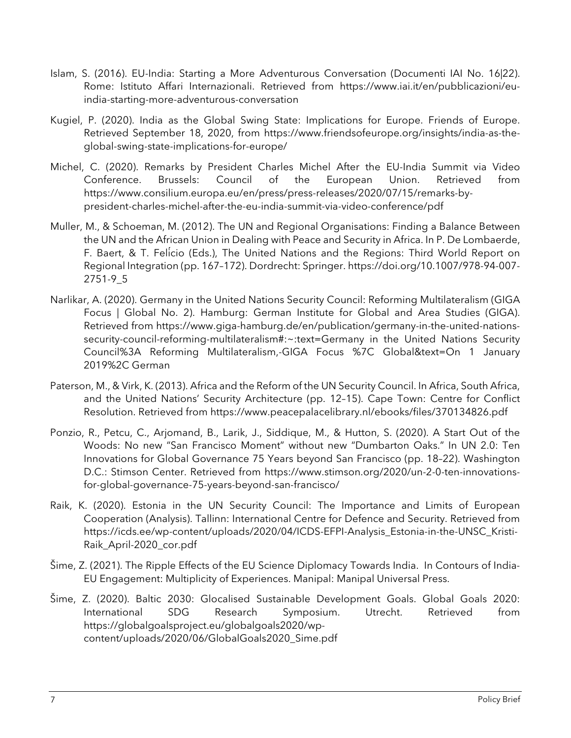Islam, S. (2016). EU-India: Starting a More Adventurous Conversation (Documenti IAI No. 16|22). Rome: Istituto Affari Internazionali. Retrieved from https://www.iai.it/en/pubblicazioni/eu-india-starting-more-adventurous-conversation

Kugiel, P. (2020). India as the Global Swing State: Implications for Europe. Friends of Europe. Retrieved September 18, 2020, from https://www.friendsofeurope.org/insights/india-as-the-global-swing-state-implications-for-europe/

Michel, C. (2020). Remarks by President Charles Michel After the EU-India Summit via Video Conference. Brussels: Council of the European Union. Retrieved from https://www.consilium.europa.eu/en/press/press-releases/2020/07/15/remarks-by-president-charles-michel-after-the-eu-india-summit-via-video-conference/pdf

Muller, M., & Schoeman, M. (2012). The UN and Regional Organisations: Finding a Balance Between the UN and the African Union in Dealing with Peace and Security in Africa. In P. De Lombaerde, F. Baert, & T. Felício (Eds.), The United Nations and the Regions: Third World Report on Regional Integration (pp. 167–172). Dordrecht: Springer. https://doi.org/10.1007/978-94-007-2751-9_5

Narlikar, A. (2020). Germany in the United Nations Security Council: Reforming Multilateralism (GIGA Focus | Global No. 2). Hamburg: German Institute for Global and Area Studies (GIGA). Retrieved from https://www.giga-hamburg.de/en/publication/germany-in-the-united-nations-security-council-reforming-multilateralism#:~:text=Germany in the United Nations Security Council%3A Reforming Multilateralism,-GIGA Focus %7C Global&text=On 1 January 2019%2C German

Paterson, M., & Virk, K. (2013). Africa and the Reform of the UN Security Council. In Africa, South Africa, and the United Nations' Security Architecture (pp. 12–15). Cape Town: Centre for Conflict Resolution. Retrieved from https://www.peacepalacelibrary.nl/ebooks/files/370134826.pdf

Ponzio, R., Petcu, C., Arjomand, B., Larik, J., Siddique, M., & Hutton, S. (2020). A Start Out of the Woods: No new "San Francisco Moment" without new "Dumbarton Oaks." In UN 2.0: Ten Innovations for Global Governance 75 Years beyond San Francisco (pp. 18–22). Washington D.C.: Stimson Center. Retrieved from https://www.stimson.org/2020/un-2-0-ten-innovations-for-global-governance-75-years-beyond-san-francisco/

Raik, K. (2020). Estonia in the UN Security Council: The Importance and Limits of European Cooperation (Analysis). Tallinn: International Centre for Defence and Security. Retrieved from https://icds.ee/wp-content/uploads/2020/04/ICDS-EFPI-Analysis_Estonia-in-the-UNSC_Kristi-Raik_April-2020_cor.pdf

Šime, Z. (2021). The Ripple Effects of the EU Science Diplomacy Towards India. In Contours of India-EU Engagement: Multiplicity of Experiences. Manipal: Manipal Universal Press.

Šime, Z. (2020). Baltic 2030: Glocalised Sustainable Development Goals. Global Goals 2020: International SDG Research Symposium. Utrecht. Retrieved from https://globalgoalsproject.eu/globalgoals2020/wp-content/uploads/2020/06/GlobalGoals2020_Sime.pdf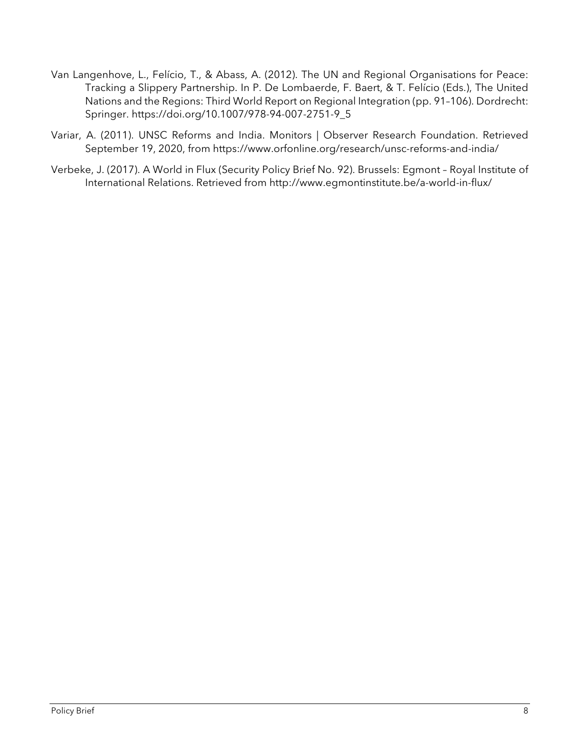Van Langenhove, L., Felício, T., & Abass, A. (2012). The UN and Regional Organisations for Peace: Tracking a Slippery Partnership. In P. De Lombaerde, F. Baert, & T. Felício (Eds.), The United Nations and the Regions: Third World Report on Regional Integration (pp. 91–106). Dordrecht: Springer. https://doi.org/10.1007/978-94-007-2751-9_5

Variar, A. (2011). UNSC Reforms and India. Monitors | Observer Research Foundation. Retrieved September 19, 2020, from https://www.orfonline.org/research/unsc-reforms-and-india/

Verbeke, J. (2017). A World in Flux (Security Policy Brief No. 92). Brussels: Egmont – Royal Institute of International Relations. Retrieved from http://www.egmontinstitute.be/a-world-in-flux/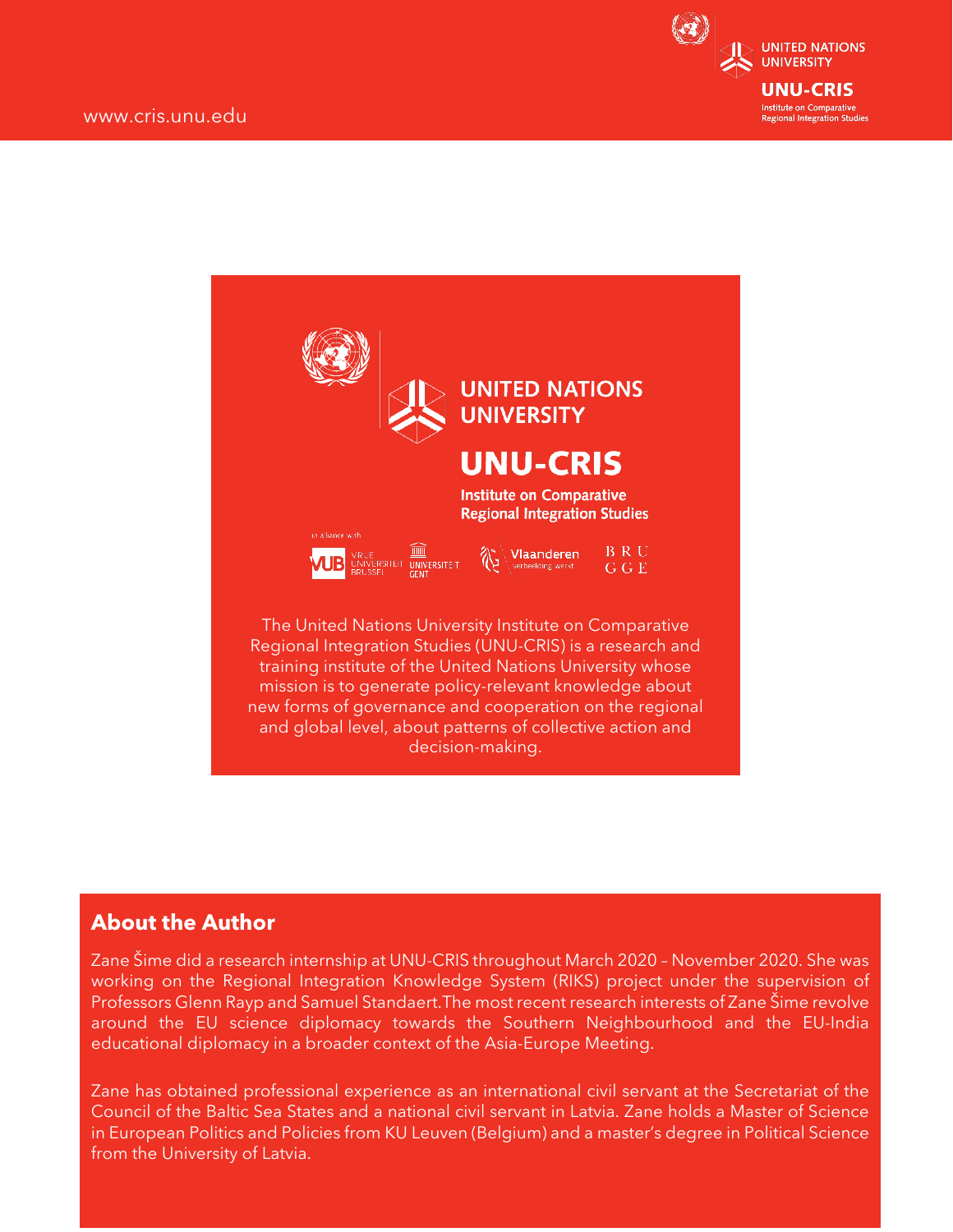www.cris.unu.edu

UNITED NATIONS UNIVERSITY

UNU-CRIS

Institute on Comparative Regional Integration Studies

UNITED NATIONS UNIVERSITY

UNU-CRIS

Institute on Comparative Regional Integration Studies

in alliance with

VUB VRIJE UNIVERSITEIT BRUSSEL | UNIVERSITEIT GENT | Vlaanderen verbeelding werkt | BRUGGE

The United Nations University Institute on Comparative Regional Integration Studies (UNU-CRIS) is a research and training institute of the United Nations University whose mission is to generate policy-relevant knowledge about new forms of governance and cooperation on the regional and global level, about patterns of collective action and decision-making.

## About the Author

Zane Šime did a research internship at UNU-CRIS throughout March 2020 – November 2020. She was working on the Regional Integration Knowledge System (RIKS) project under the supervision of Professors Glenn Rayp and Samuel Standaert.The most recent research interests of Zane Šime revolve around the EU science diplomacy towards the Southern Neighbourhood and the EU-India educational diplomacy in a broader context of the Asia-Europe Meeting.

Zane has obtained professional experience as an international civil servant at the Secretariat of the Council of the Baltic Sea States and a national civil servant in Latvia. Zane holds a Master of Science in European Politics and Policies from KU Leuven (Belgium) and a master's degree in Political Science from the University of Latvia.